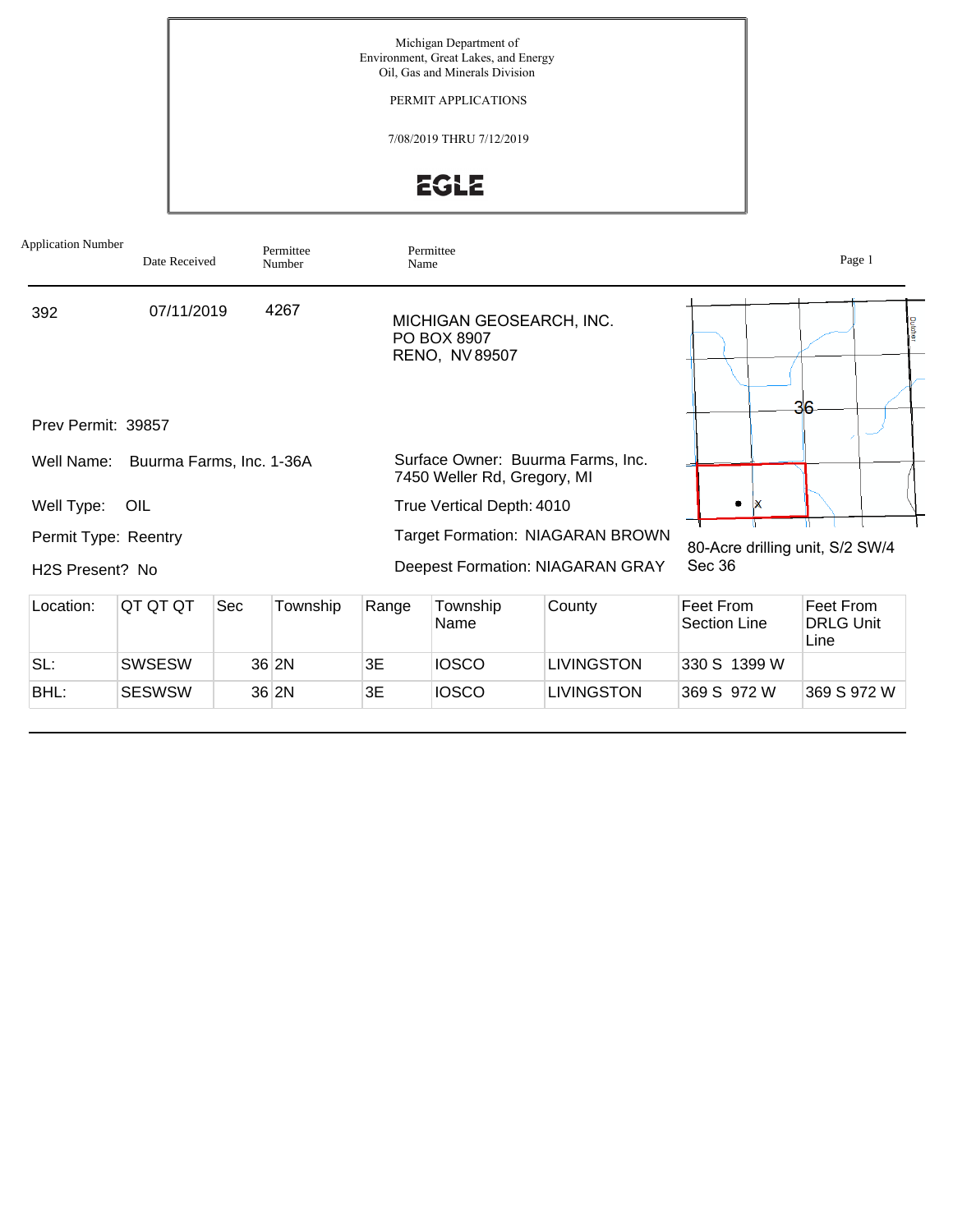Michigan Department of
Environment, Great Lakes, and Energy
Oil, Gas and Minerals Division

PERMIT APPLICATIONS

7/08/2019 THRU 7/12/2019

EGLE

| Application Number | Date Received | Permittee Number | Permittee Name |
|---|---|---|---|
| 392 | 07/11/2019 | 4267 | MICHIGAN GEOSEARCH, INC.<br>PO BOX 8907<br>RENO, NV 89507 |

Prev Permit: 39857

Well Name: Buurma Farms, Inc. 1-36A

Well Type: OIL

Permit Type: Reentry

H2S Present? No

Surface Owner: Buurma Farms, Inc.
7450 Weller Rd, Gregory, MI

True Vertical Depth: 4010

Target Formation: NIAGARAN BROWN

Deepest Formation: NIAGARAN GRAY

36

Dutcher

80-Acre drilling unit, S/2 SW/4 Sec 36

| Location: | QT QT QT | Sec | Township | Range | Township Name | County | Feet From Section Line | Feet From DRLG Unit Line |
|---|---|---|---|---|---|---|---|---|
| SL: | SWSESW | 36 | 2N | 3E | IOSCO | LIVINGSTON | 330 S 1399 W | |
| BHL: | SESWSW | 36 | 2N | 3E | IOSCO | LIVINGSTON | 369 S 972 W | 369 S 972 W |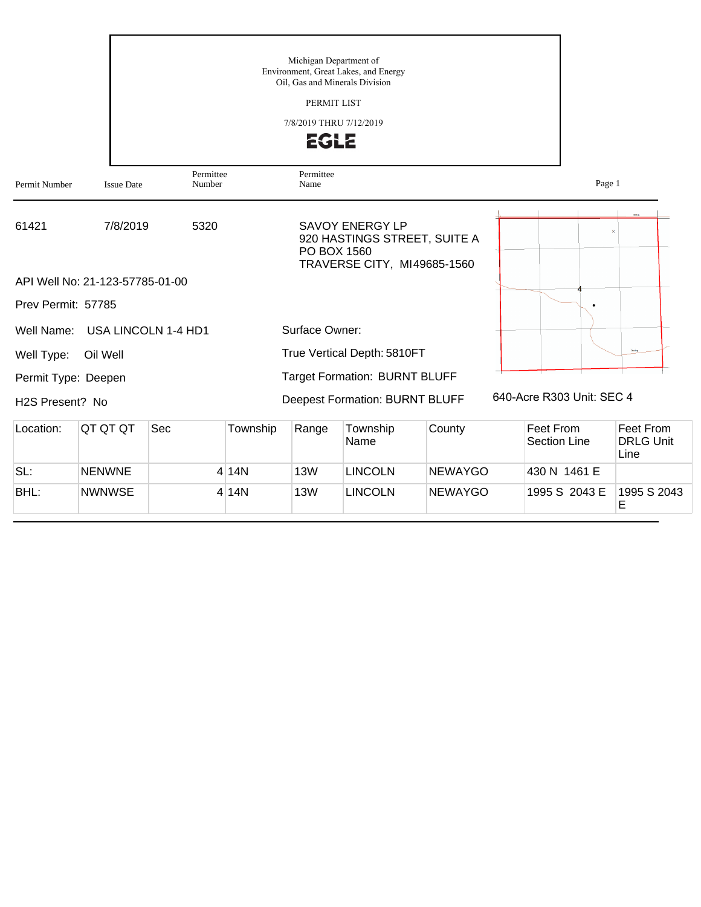Michigan Department of
Environment, Great Lakes, and Energy
Oil, Gas and Minerals Division

PERMIT LIST

7/8/2019 THRU 7/12/2019

EGLE

| Permit Number | Issue Date | Permittee Number | Permittee Name |
|---|---|---|---|
| 61421 | 7/8/2019 | 5320 | SAVOY ENERGY LP<br>920 HASTINGS STREET, SUITE A<br>PO BOX 1560<br>TRAVERSE CITY, MI49685-1560 |

API Well No: 21-123-57785-01-00

Prev Permit: 57785

Well Name: USA LINCOLN 1-4 HD1

Well Type: Oil Well

Permit Type: Deepen

H2S Present? No

Surface Owner:

True Vertical Depth: 5810FT

Target Formation: BURNT BLUFF

Deepest Formation: BURNT BLUFF

640-Acre R303 Unit: SEC 4

| Location: | QT QT QT | Sec | Township | Range | Township Name | County | Feet From Section Line | Feet From DRLG Unit Line |
|---|---|---|---|---|---|---|---|---|
| SL: | NENWNE | 4 | 14N | 13W | LINCOLN | NEWAYGO | 430 N 1461 E | |
| BHL: | NWNWSE | 4 | 14N | 13W | LINCOLN | NEWAYGO | 1995 S 2043 E | 1995 S 2043 E |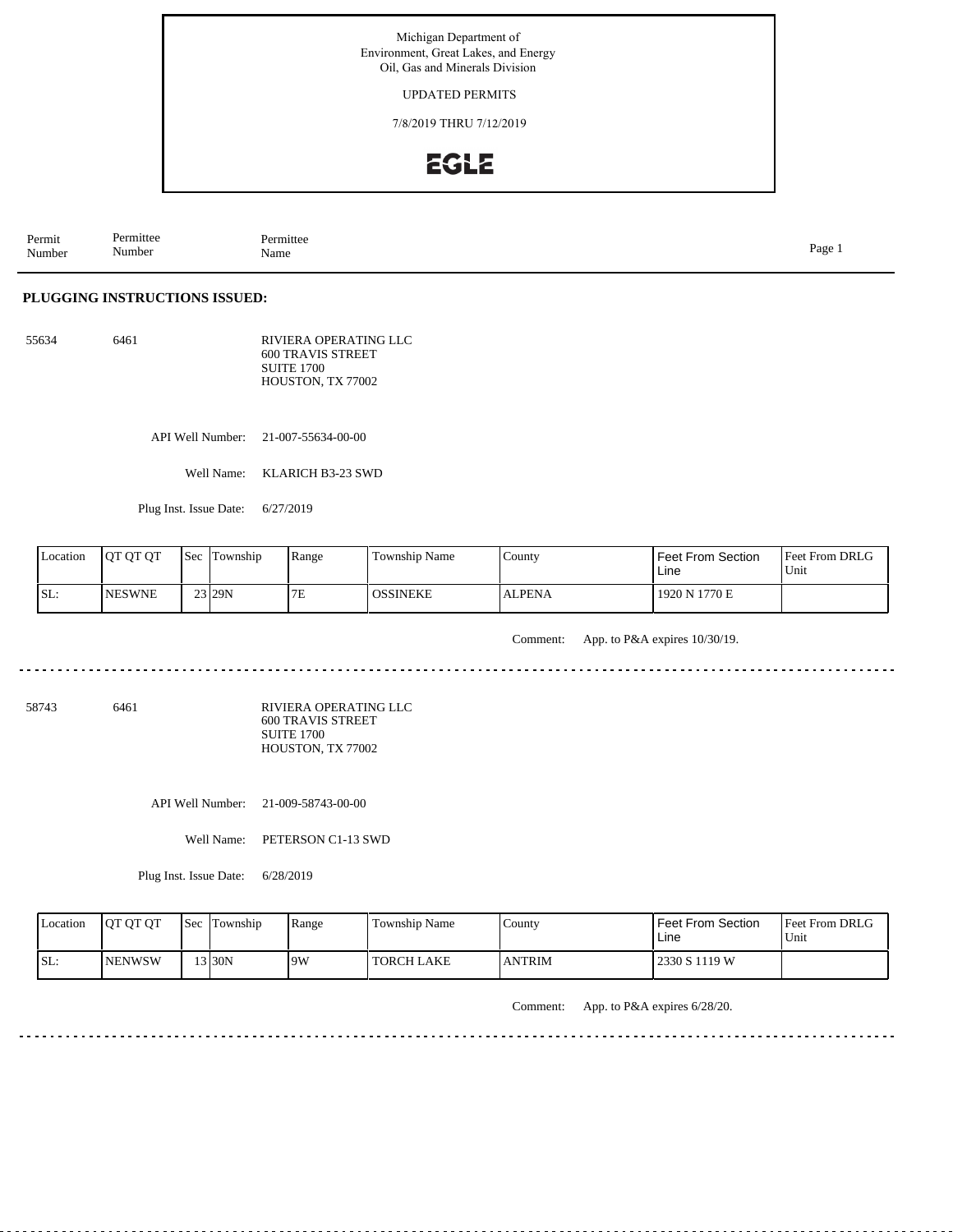Michigan Department of
Environment, Great Lakes, and Energy
Oil, Gas and Minerals Division

UPDATED PERMITS

7/8/2019 THRU 7/12/2019

EGLE

| Permit Number | Permittee Number | Permittee Name |
|---|---|---|

## PLUGGING INSTRUCTIONS ISSUED:

55634 6461 RIVIERA OPERATING LLC
600 TRAVIS STREET
SUITE 1700
HOUSTON, TX 77002

API Well Number: 21-007-55634-00-00

Well Name: KLARICH B3-23 SWD

Plug Inst. Issue Date: 6/27/2019

| Location | QT QT QT | Sec | Township | Range | Township Name | County | Feet From Section Line | Feet From DRLG Unit |
|---|---|---|---|---|---|---|---|---|
| SL: | NESWNE | 23 | 29N | 7E | OSSINEKE | ALPENA | 1920 N 1770 E | |

Comment: App. to P&A expires 10/30/19.

---

58743 6461 RIVIERA OPERATING LLC
600 TRAVIS STREET
SUITE 1700
HOUSTON, TX 77002

API Well Number: 21-009-58743-00-00

Well Name: PETERSON C1-13 SWD

Plug Inst. Issue Date: 6/28/2019

| Location | QT QT QT | Sec | Township | Range | Township Name | County | Feet From Section Line | Feet From DRLG Unit |
|---|---|---|---|---|---|---|---|---|
| SL: | NENWSW | 13 | 30N | 9W | TORCH LAKE | ANTRIM | 2330 S 1119 W | |

Comment: App. to P&A expires 6/28/20.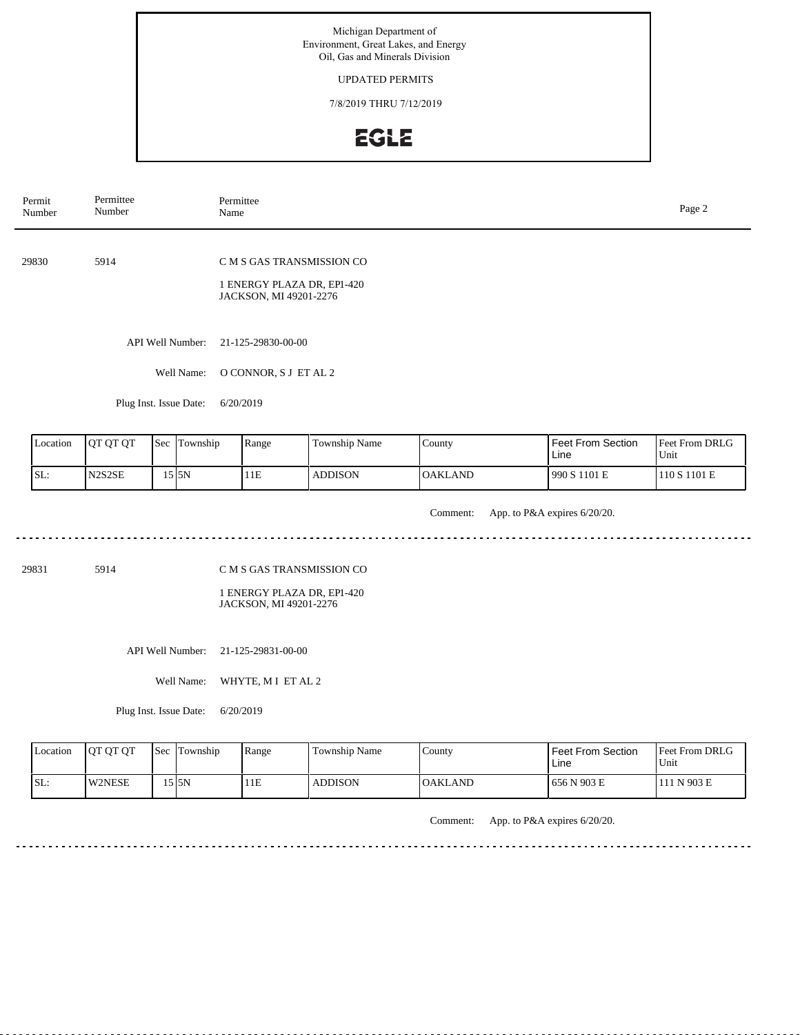Michigan Department of
Environment, Great Lakes, and Energy
Oil, Gas and Minerals Division

UPDATED PERMITS

7/8/2019 THRU 7/12/2019

EGLE

| Permit Number | Permittee Number | Permittee Name |
|---|---|---|

29830 5914 C M S GAS TRANSMISSION CO

1 ENERGY PLAZA DR, EP1-420
JACKSON, MI 49201-2276

API Well Number: 21-125-29830-00-00

Well Name: O CONNOR, S J ET AL 2

Plug Inst. Issue Date: 6/20/2019

| Location | QT QT QT | Sec | Township | Range | Township Name | County | Feet From Section Line | Feet From DRLG Unit |
|---|---|---|---|---|---|---|---|---|
| SL: | N2S2SE | 15 | 5N | 11E | ADDISON | OAKLAND | 990 S 1101 E | 110 S 1101 E |

Comment: App. to P&A expires 6/20/20.

---

29831 5914 C M S GAS TRANSMISSION CO

1 ENERGY PLAZA DR, EP1-420
JACKSON, MI 49201-2276

API Well Number: 21-125-29831-00-00

Well Name: WHYTE, M I ET AL 2

Plug Inst. Issue Date: 6/20/2019

| Location | QT QT QT | Sec | Township | Range | Township Name | County | Feet From Section Line | Feet From DRLG Unit |
|---|---|---|---|---|---|---|---|---|
| SL: | W2NESE | 15 | 5N | 11E | ADDISON | OAKLAND | 656 N 903 E | 111 N 903 E |

Comment: App. to P&A expires 6/20/20.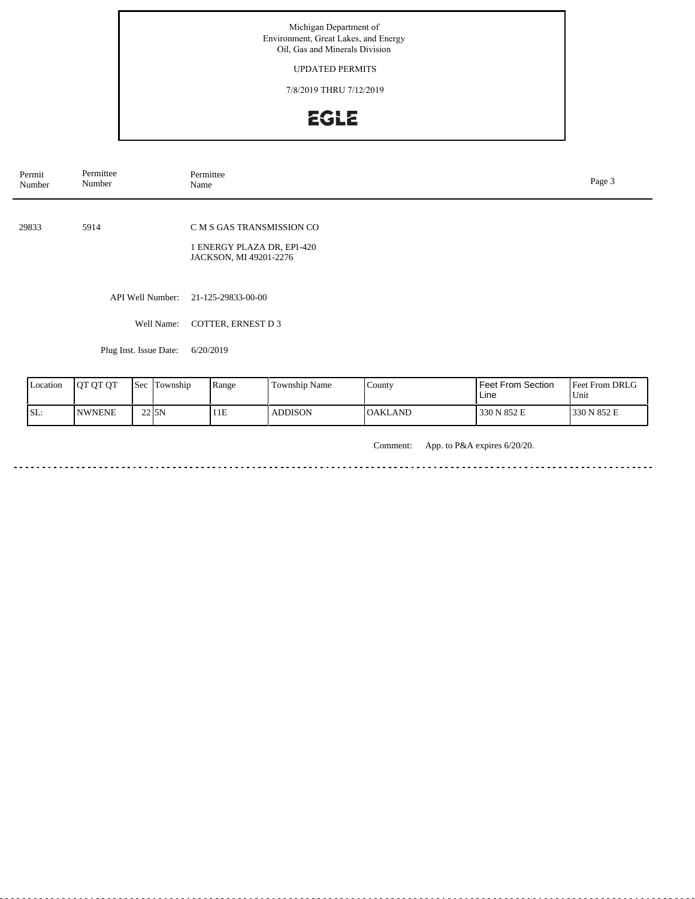Michigan Department of
Environment, Great Lakes, and Energy
Oil, Gas and Minerals Division

UPDATED PERMITS

7/8/2019 THRU 7/12/2019

EGLE

| Permit Number | Permittee Number | Permittee Name |
|---|---|---|
| 29833 | 5914 | C M S GAS TRANSMISSION CO |

1 ENERGY PLAZA DR, EP1-420
JACKSON, MI 49201-2276

API Well Number: 21-125-29833-00-00

Well Name: COTTER, ERNEST D 3

Plug Inst. Issue Date: 6/20/2019

| Location | QT QT QT | Sec | Township | Range | Township Name | County | Feet From Section Line | Feet From DRLG Unit |
|---|---|---|---|---|---|---|---|---|
| SL: | NWNENE | 22 | 5N | 11E | ADDISON | OAKLAND | 330 N 852 E | 330 N 852 E |

Comment: App. to P&A expires 6/20/20.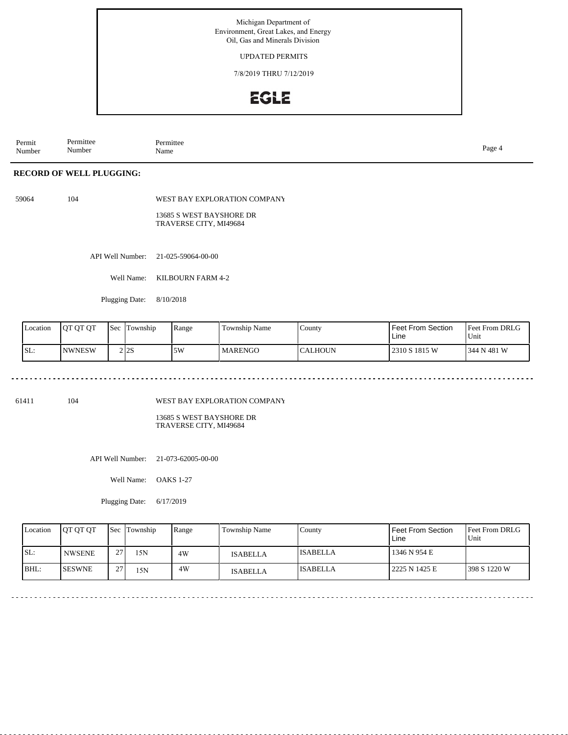Michigan Department of
Environment, Great Lakes, and Energy
Oil, Gas and Minerals Division

UPDATED PERMITS

7/8/2019 THRU 7/12/2019

EGLE

| Permit Number | Permittee Number | Permittee Name |
|---|---|---|

## RECORD OF WELL PLUGGING:

59064    104    WEST BAY EXPLORATION COMPANY

13685 S WEST BAYSHORE DR
TRAVERSE CITY, MI49684

API Well Number: 21-025-59064-00-00

Well Name: KILBOURN FARM 4-2

Plugging Date: 8/10/2018

| Location | QT QT QT | Sec | Township | Range | Township Name | County | Feet From Section Line | Feet From DRLG Unit |
|---|---|---|---|---|---|---|---|---|
| SL: | NWNESW | 2 | 2S | 5W | MARENGO | CALHOUN | 2310 S 1815 W | 344 N 481 W |

---

61411    104    WEST BAY EXPLORATION COMPANY

13685 S WEST BAYSHORE DR
TRAVERSE CITY, MI49684

API Well Number: 21-073-62005-00-00

Well Name: OAKS 1-27

Plugging Date: 6/17/2019

| Location | QT QT QT | Sec | Township | Range | Township Name | County | Feet From Section Line | Feet From DRLG Unit |
|---|---|---|---|---|---|---|---|---|
| SL: | NWSENE | 27 | 15N | 4W | ISABELLA | ISABELLA | 1346 N 954 E | |
| BHL: | SESWNE | 27 | 15N | 4W | ISABELLA | ISABELLA | 2225 N 1425 E | 398 S 1220 W |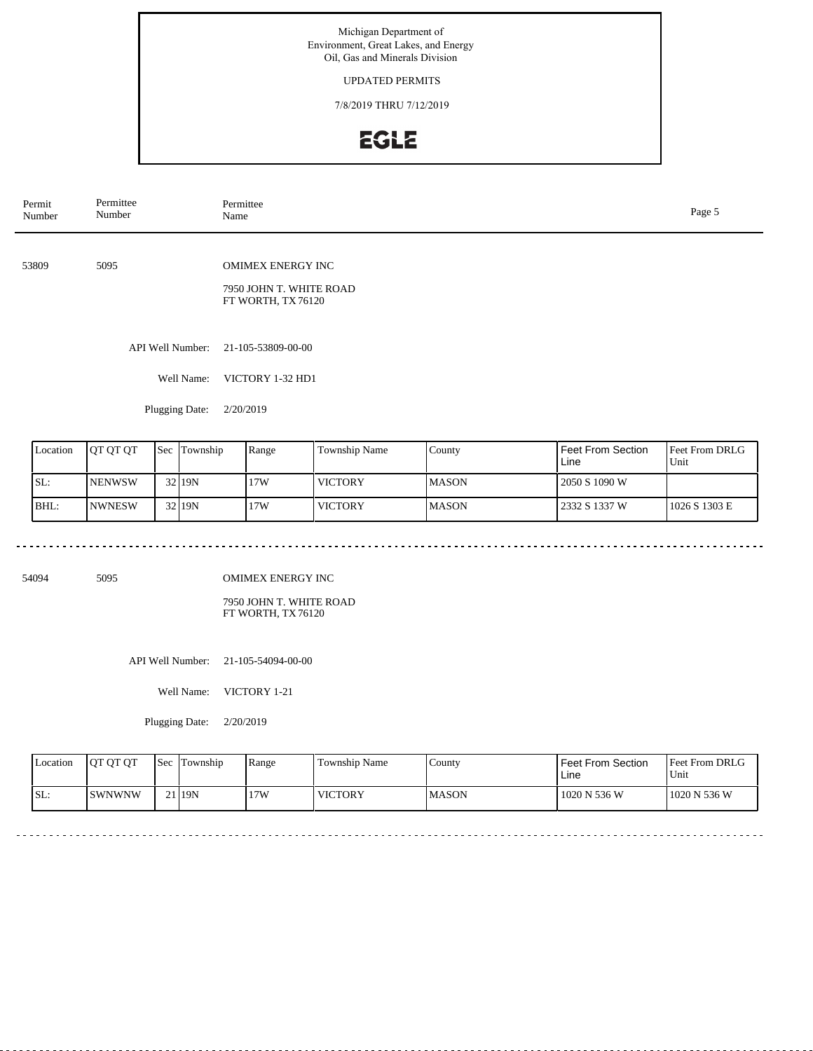Michigan Department of
Environment, Great Lakes, and Energy
Oil, Gas and Minerals Division

UPDATED PERMITS

7/8/2019 THRU 7/12/2019

EGLE

| Permit Number | Permittee Number | Permittee Name |
|---|---|---|

53809 5095 OMIMEX ENERGY INC

7950 JOHN T. WHITE ROAD
FT WORTH, TX 76120

API Well Number: 21-105-53809-00-00

Well Name: VICTORY 1-32 HD1

Plugging Date: 2/20/2019

| Location | QT QT QT | Sec | Township | Range | Township Name | County | Feet From Section Line | Feet From DRLG Unit |
|---|---|---|---|---|---|---|---|---|
| SL: | NENWSW | 32 | 19N | 17W | VICTORY | MASON | 2050 S 1090 W | |
| BHL: | NWNESW | 32 | 19N | 17W | VICTORY | MASON | 2332 S 1337 W | 1026 S 1303 E |

54094 5095 OMIMEX ENERGY INC

7950 JOHN T. WHITE ROAD
FT WORTH, TX 76120

API Well Number: 21-105-54094-00-00

Well Name: VICTORY 1-21

Plugging Date: 2/20/2019

| Location | QT QT QT | Sec | Township | Range | Township Name | County | Feet From Section Line | Feet From DRLG Unit |
|---|---|---|---|---|---|---|---|---|
| SL: | SWNWNW | 21 | 19N | 17W | VICTORY | MASON | 1020 N 536 W | 1020 N 536 W |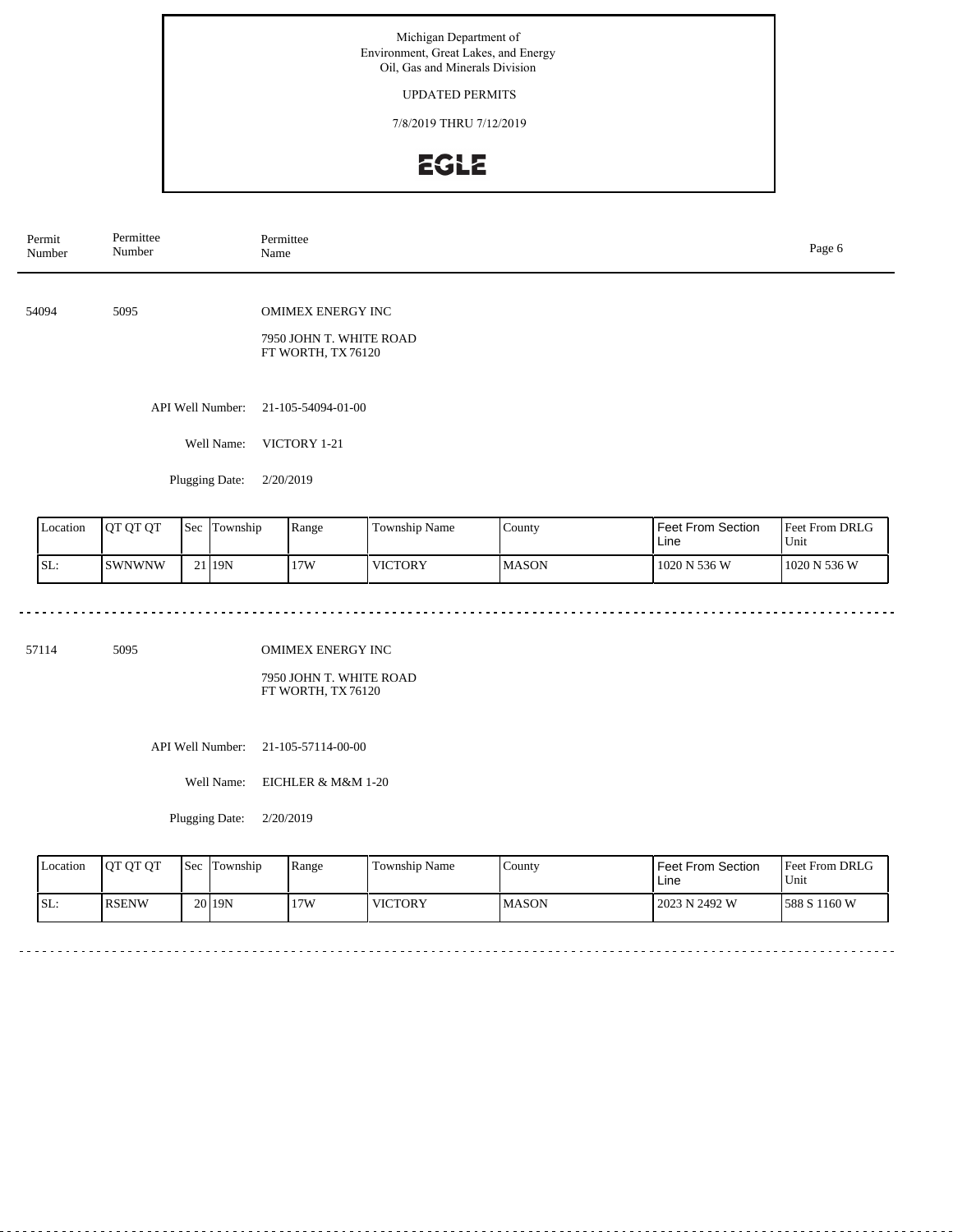Michigan Department of
Environment, Great Lakes, and Energy
Oil, Gas and Minerals Division

UPDATED PERMITS

7/8/2019 THRU 7/12/2019

EGLE

| Permit Number | Permittee Number | Permittee Name |
|---|---|---|

54094 5095 OMIMEX ENERGY INC

7950 JOHN T. WHITE ROAD
FT WORTH, TX 76120

API Well Number: 21-105-54094-01-00

Well Name: VICTORY 1-21

Plugging Date: 2/20/2019

| Location | QT QT QT | Sec | Township | Range | Township Name | County | Feet From Section Line | Feet From DRLG Unit |
|---|---|---|---|---|---|---|---|---|
| SL: | SWNWNW | 21 | 19N | 17W | VICTORY | MASON | 1020 N 536 W | 1020 N 536 W |

57114 5095 OMIMEX ENERGY INC

7950 JOHN T. WHITE ROAD
FT WORTH, TX 76120

API Well Number: 21-105-57114-00-00

Well Name: EICHLER & M&M 1-20

Plugging Date: 2/20/2019

| Location | QT QT QT | Sec | Township | Range | Township Name | County | Feet From Section Line | Feet From DRLG Unit |
|---|---|---|---|---|---|---|---|---|
| SL: | RSENW | 20 | 19N | 17W | VICTORY | MASON | 2023 N 2492 W | 588 S 1160 W |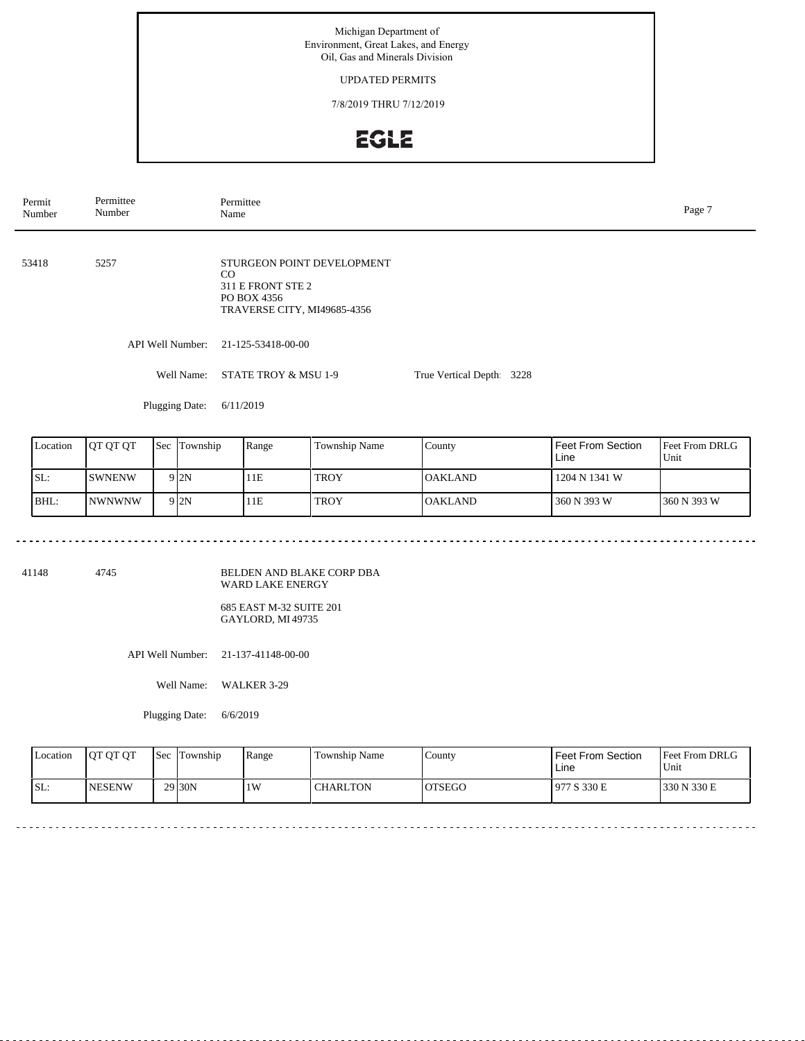Michigan Department of
Environment, Great Lakes, and Energy
Oil, Gas and Minerals Division

UPDATED PERMITS

7/8/2019 THRU 7/12/2019

EGLE

| Permit Number | Permittee Number | Permittee Name |
|---|---|---|

53418 5257 STURGEON POINT DEVELOPMENT CO
311 E FRONT STE 2
PO BOX 4356
TRAVERSE CITY, MI49685-4356

API Well Number: 21-125-53418-00-00

Well Name: STATE TROY & MSU 1-9 True Vertical Depth: 3228

Plugging Date: 6/11/2019

| Location | QT QT QT | Sec | Township | Range | Township Name | County | Feet From Section Line | Feet From DRLG Unit |
|---|---|---|---|---|---|---|---|---|
| SL: | SWNENW | 9 | 2N | 11E | TROY | OAKLAND | 1204 N 1341 W | |
| BHL: | NWNWNW | 9 | 2N | 11E | TROY | OAKLAND | 360 N 393 W | 360 N 393 W |

---

41148 4745 BELDEN AND BLAKE CORP DBA WARD LAKE ENERGY
685 EAST M-32 SUITE 201
GAYLORD, MI 49735

API Well Number: 21-137-41148-00-00

Well Name: WALKER 3-29

Plugging Date: 6/6/2019

| Location | QT QT QT | Sec | Township | Range | Township Name | County | Feet From Section Line | Feet From DRLG Unit |
|---|---|---|---|---|---|---|---|---|
| SL: | NESENW | 29 | 30N | 1W | CHARLTON | OTSEGO | 977 S 330 E | 330 N 330 E |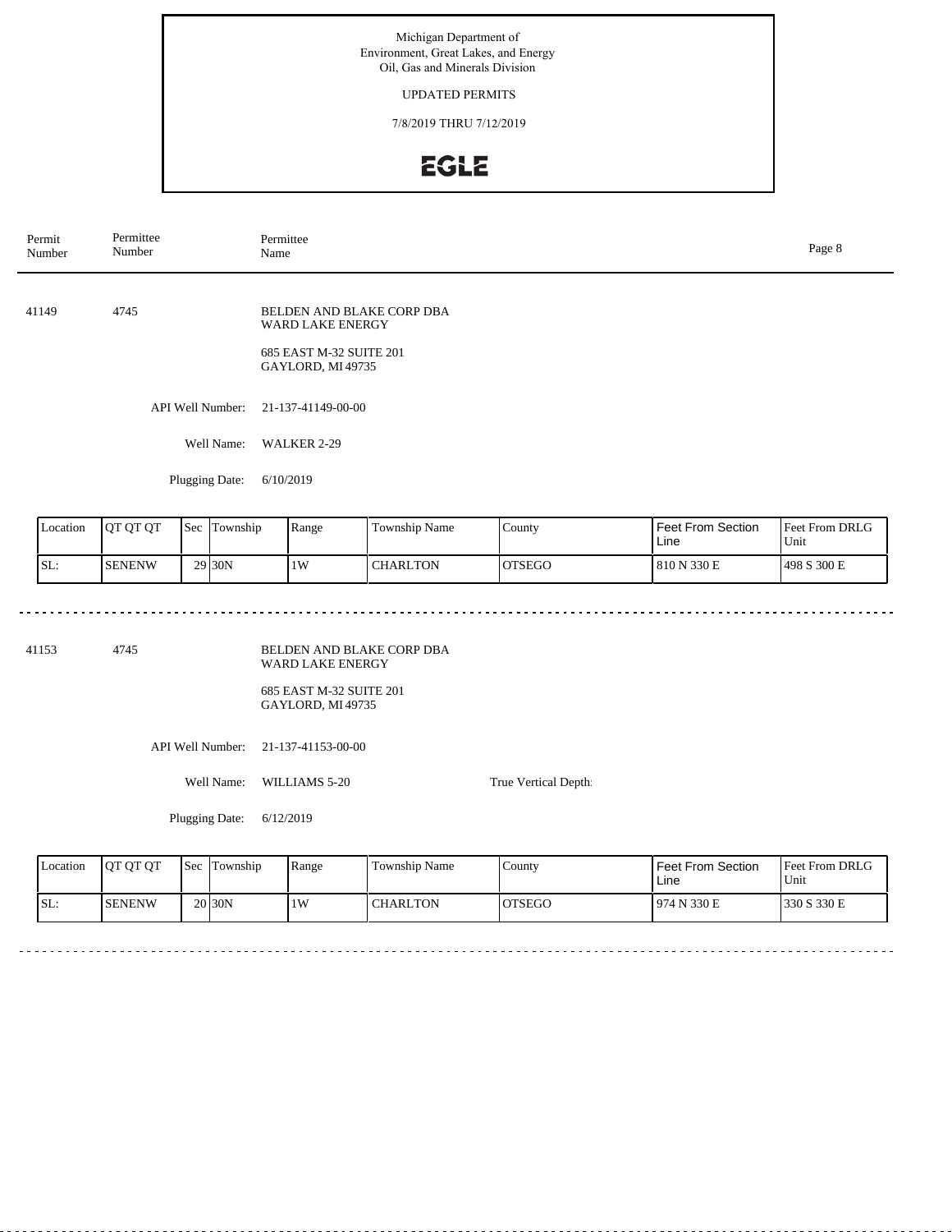Michigan Department of
Environment, Great Lakes, and Energy
Oil, Gas and Minerals Division

UPDATED PERMITS

7/8/2019 THRU 7/12/2019

EGLE

| Permit Number | Permittee Number | Permittee Name |
|---|---|---|

41149 4745 BELDEN AND BLAKE CORP DBA WARD LAKE ENERGY

685 EAST M-32 SUITE 201
GAYLORD, MI 49735

API Well Number: 21-137-41149-00-00

Well Name: WALKER 2-29

Plugging Date: 6/10/2019

| Location | QT QT QT | Sec | Township | Range | Township Name | County | Feet From Section Line | Feet From DRLG Unit |
|---|---|---|---|---|---|---|---|---|
| SL: | SENENW | 29 | 30N | 1W | CHARLTON | OTSEGO | 810 N 330 E | 498 S 300 E |

---

41153 4745 BELDEN AND BLAKE CORP DBA WARD LAKE ENERGY

685 EAST M-32 SUITE 201
GAYLORD, MI 49735

API Well Number: 21-137-41153-00-00

Well Name: WILLIAMS 5-20 True Vertical Depth:

Plugging Date: 6/12/2019

| Location | QT QT QT | Sec | Township | Range | Township Name | County | Feet From Section Line | Feet From DRLG Unit |
|---|---|---|---|---|---|---|---|---|
| SL: | SENENW | 20 | 30N | 1W | CHARLTON | OTSEGO | 974 N 330 E | 330 S 330 E |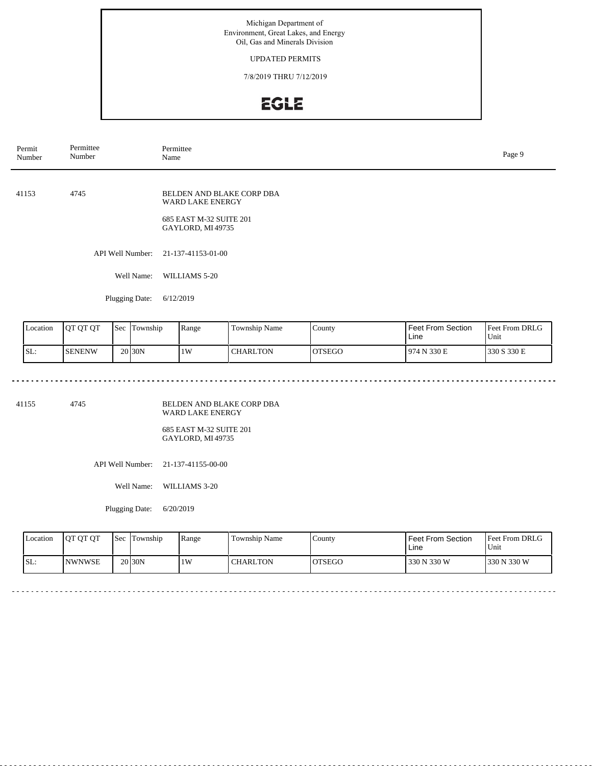Michigan Department of
Environment, Great Lakes, and Energy
Oil, Gas and Minerals Division

UPDATED PERMITS

7/8/2019 THRU 7/12/2019

EGLE

| Permit Number | Permittee Number | Permittee Name |
|---|---|---|

41153 4745

BELDEN AND BLAKE CORP DBA
WARD LAKE ENERGY

685 EAST M-32 SUITE 201
GAYLORD, MI 49735

API Well Number: 21-137-41153-01-00

Well Name: WILLIAMS 5-20

Plugging Date: 6/12/2019

| Location | QT QT QT | Sec | Township | Range | Township Name | County | Feet From Section Line | Feet From DRLG Unit |
|---|---|---|---|---|---|---|---|---|
| SL: | SENENW | 20 | 30N | 1W | CHARLTON | OTSEGO | 974 N 330 E | 330 S 330 E |

---

41155 4745

BELDEN AND BLAKE CORP DBA
WARD LAKE ENERGY

685 EAST M-32 SUITE 201
GAYLORD, MI 49735

API Well Number: 21-137-41155-00-00

Well Name: WILLIAMS 3-20

Plugging Date: 6/20/2019

| Location | QT QT QT | Sec | Township | Range | Township Name | County | Feet From Section Line | Feet From DRLG Unit |
|---|---|---|---|---|---|---|---|---|
| SL: | NWNWSE | 20 | 30N | 1W | CHARLTON | OTSEGO | 330 N 330 W | 330 N 330 W |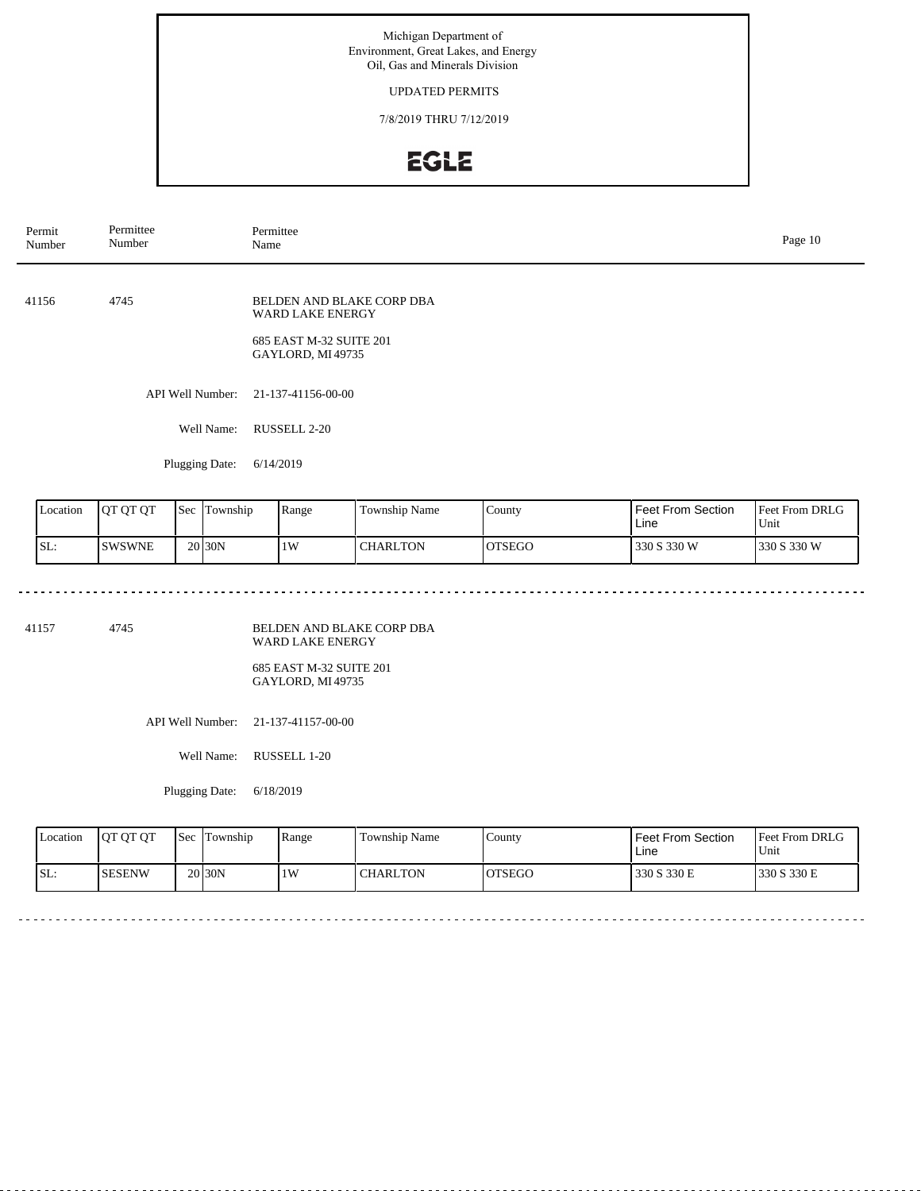Michigan Department of
Environment, Great Lakes, and Energy
Oil, Gas and Minerals Division

UPDATED PERMITS

7/8/2019 THRU 7/12/2019

EGLE

| Permit Number | Permittee Number | Permittee Name |
|---|---|---|

41156 4745 BELDEN AND BLAKE CORP DBA WARD LAKE ENERGY

685 EAST M-32 SUITE 201
GAYLORD, MI 49735

API Well Number: 21-137-41156-00-00

Well Name: RUSSELL 2-20

Plugging Date: 6/14/2019

| Location | QT QT QT | Sec | Township | Range | Township Name | County | Feet From Section Line | Feet From DRLG Unit |
|---|---|---|---|---|---|---|---|---|
| SL: | SWSWNE | 20 | 30N | 1W | CHARLTON | OTSEGO | 330 S 330 W | 330 S 330 W |

41157 4745 BELDEN AND BLAKE CORP DBA WARD LAKE ENERGY

685 EAST M-32 SUITE 201
GAYLORD, MI 49735

API Well Number: 21-137-41157-00-00

Well Name: RUSSELL 1-20

Plugging Date: 6/18/2019

| Location | QT QT QT | Sec | Township | Range | Township Name | County | Feet From Section Line | Feet From DRLG Unit |
|---|---|---|---|---|---|---|---|---|
| SL: | SESENW | 20 | 30N | 1W | CHARLTON | OTSEGO | 330 S 330 E | 330 S 330 E |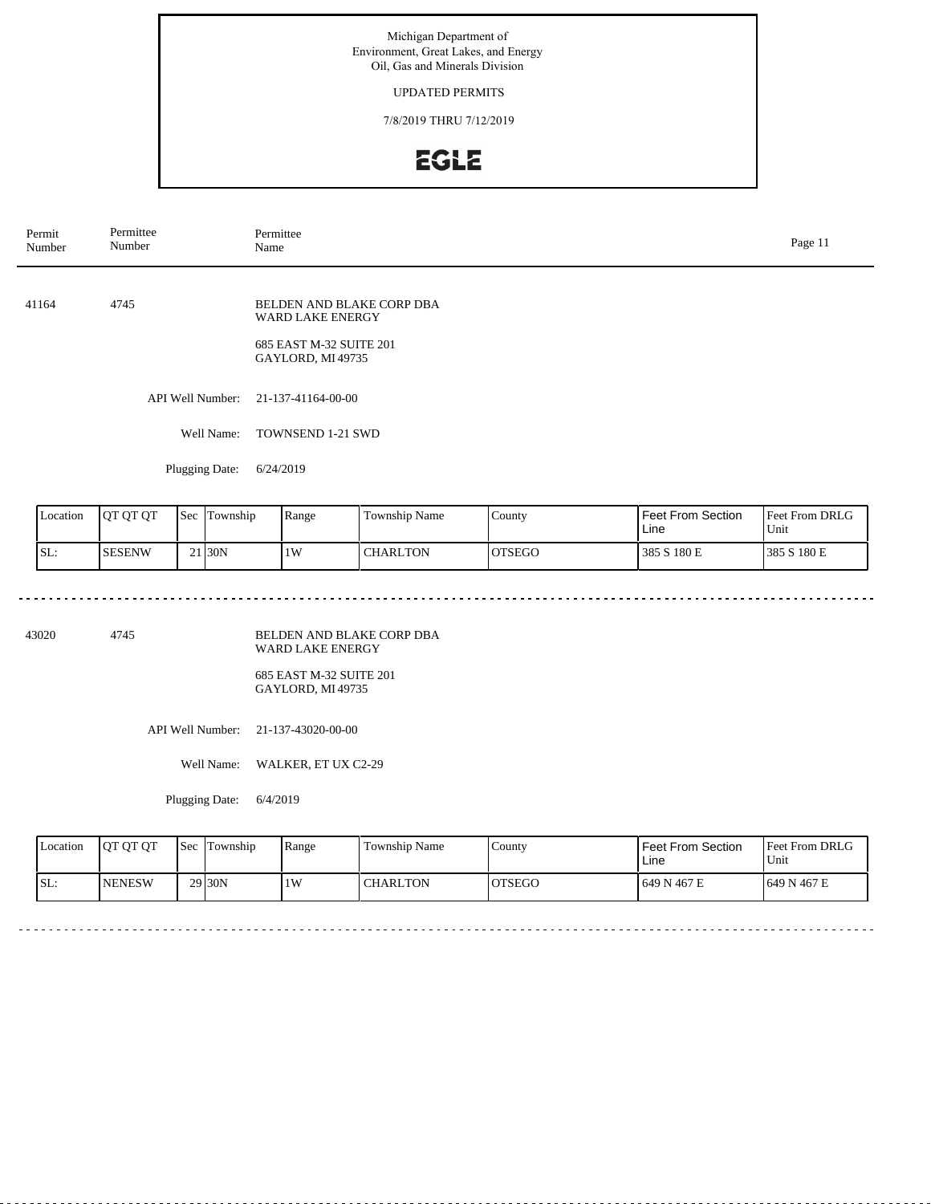Michigan Department of
Environment, Great Lakes, and Energy
Oil, Gas and Minerals Division

UPDATED PERMITS

7/8/2019 THRU 7/12/2019

EGLE

| Permit Number | Permittee Number | Permittee Name |
|---|---|---|

41164 4745 BELDEN AND BLAKE CORP DBA WARD LAKE ENERGY

685 EAST M-32 SUITE 201
GAYLORD, MI 49735

API Well Number: 21-137-41164-00-00

Well Name: TOWNSEND 1-21 SWD

Plugging Date: 6/24/2019

| Location | QT QT QT | Sec | Township | Range | Township Name | County | Feet From Section Line | Feet From DRLG Unit |
|---|---|---|---|---|---|---|---|---|
| SL: | SESENW | 21 | 30N | 1W | CHARLTON | OTSEGO | 385 S 180 E | 385 S 180 E |

43020 4745 BELDEN AND BLAKE CORP DBA WARD LAKE ENERGY

685 EAST M-32 SUITE 201
GAYLORD, MI 49735

API Well Number: 21-137-43020-00-00

Well Name: WALKER, ET UX C2-29

Plugging Date: 6/4/2019

| Location | QT QT QT | Sec | Township | Range | Township Name | County | Feet From Section Line | Feet From DRLG Unit |
|---|---|---|---|---|---|---|---|---|
| SL: | NENESW | 29 | 30N | 1W | CHARLTON | OTSEGO | 649 N 467 E | 649 N 467 E |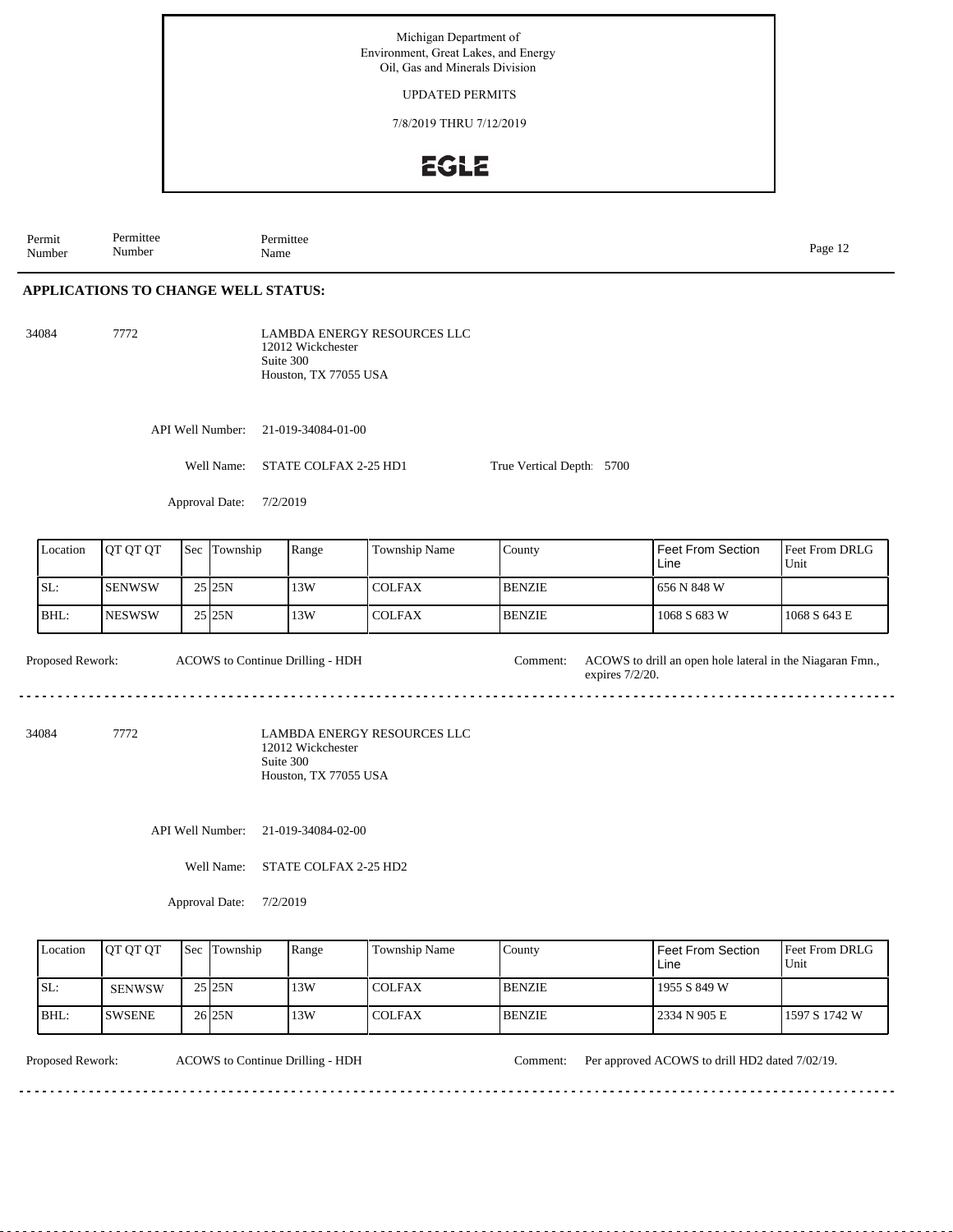Michigan Department of
Environment, Great Lakes, and Energy
Oil, Gas and Minerals Division

UPDATED PERMITS

7/8/2019 THRU 7/12/2019

EGLE

| Permit Number | Permittee Number | Permittee Name |
|---|---|---|

## APPLICATIONS TO CHANGE WELL STATUS:

34084 7772 LAMBDA ENERGY RESOURCES LLC
12012 Wickchester
Suite 300
Houston, TX 77055 USA

API Well Number: 21-019-34084-01-00

Well Name: STATE COLFAX 2-25 HD1 True Vertical Depth: 5700

Approval Date: 7/2/2019

| Location | QT QT QT | Sec | Township | Range | Township Name | County | Feet From Section Line | Feet From DRLG Unit |
|---|---|---|---|---|---|---|---|---|
| SL: | SENWSW | 25 | 25N | 13W | COLFAX | BENZIE | 656 N 848 W | |
| BHL: | NESWSW | 25 | 25N | 13W | COLFAX | BENZIE | 1068 S 683 W | 1068 S 643 E |

Proposed Rework: ACOWS to Continue Drilling - HDH Comment: ACOWS to drill an open hole lateral in the Niagaran Fmn., expires 7/2/20.

34084 7772 LAMBDA ENERGY RESOURCES LLC
12012 Wickchester
Suite 300
Houston, TX 77055 USA

API Well Number: 21-019-34084-02-00

Well Name: STATE COLFAX 2-25 HD2

Approval Date: 7/2/2019

| Location | QT QT QT | Sec | Township | Range | Township Name | County | Feet From Section Line | Feet From DRLG Unit |
|---|---|---|---|---|---|---|---|---|
| SL: | SENWSW | 25 | 25N | 13W | COLFAX | BENZIE | 1955 S 849 W | |
| BHL: | SWSENE | 26 | 25N | 13W | COLFAX | BENZIE | 2334 N 905 E | 1597 S 1742 W |

Proposed Rework: ACOWS to Continue Drilling - HDH Comment: Per approved ACOWS to drill HD2 dated 7/02/19.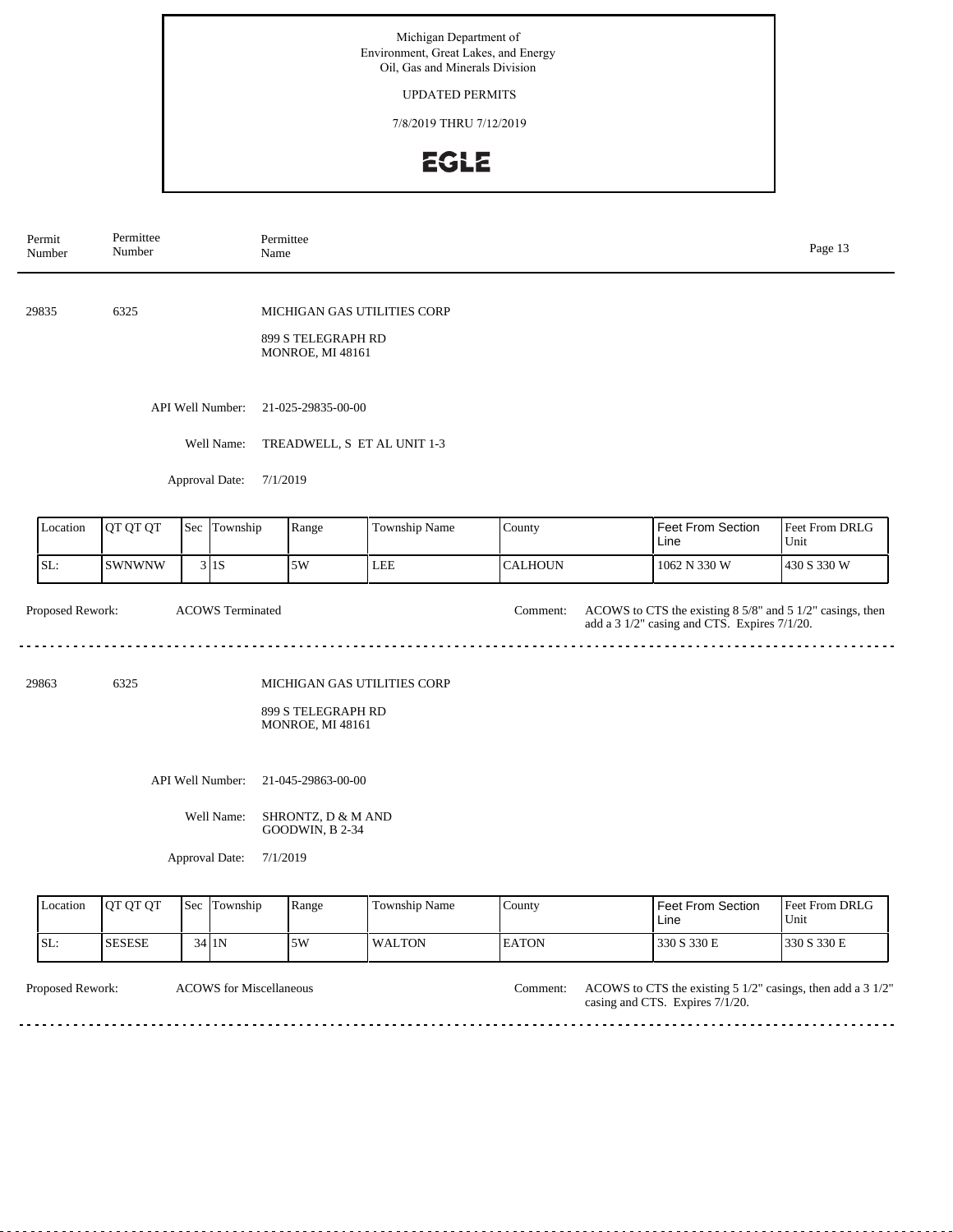Michigan Department of
Environment, Great Lakes, and Energy
Oil, Gas and Minerals Division

UPDATED PERMITS

7/8/2019 THRU 7/12/2019

EGLE

| Permit Number | Permittee Number | Permittee Name |
|---|---|---|

29835 &nbsp;&nbsp; 6325 &nbsp;&nbsp; MICHIGAN GAS UTILITIES CORP

899 S TELEGRAPH RD
MONROE, MI 48161

API Well Number: 21-025-29835-00-00

Well Name: TREADWELL, S ET AL UNIT 1-3

Approval Date: 7/1/2019

| Location | QT QT QT | Sec | Township | Range | Township Name | County | Feet From Section Line | Feet From DRLG Unit |
|---|---|---|---|---|---|---|---|---|
| SL: | SWNWNW | 3 | 1S | 5W | LEE | CALHOUN | 1062 N 330 W | 430 S 330 W |

Proposed Rework: ACOWS Terminated

Comment: ACOWS to CTS the existing 8 5/8" and 5 1/2" casings, then add a 3 1/2" casing and CTS. Expires 7/1/20.

---

29863 &nbsp;&nbsp; 6325 &nbsp;&nbsp; MICHIGAN GAS UTILITIES CORP

899 S TELEGRAPH RD
MONROE, MI 48161

API Well Number: 21-045-29863-00-00

Well Name: SHRONTZ, D & M AND GOODWIN, B 2-34

Approval Date: 7/1/2019

| Location | QT QT QT | Sec | Township | Range | Township Name | County | Feet From Section Line | Feet From DRLG Unit |
|---|---|---|---|---|---|---|---|---|
| SL: | SESESE | 34 | 1N | 5W | WALTON | EATON | 330 S 330 E | 330 S 330 E |

Proposed Rework: ACOWS for Miscellaneous

Comment: ACOWS to CTS the existing 5 1/2" casings, then add a 3 1/2" casing and CTS. Expires 7/1/20.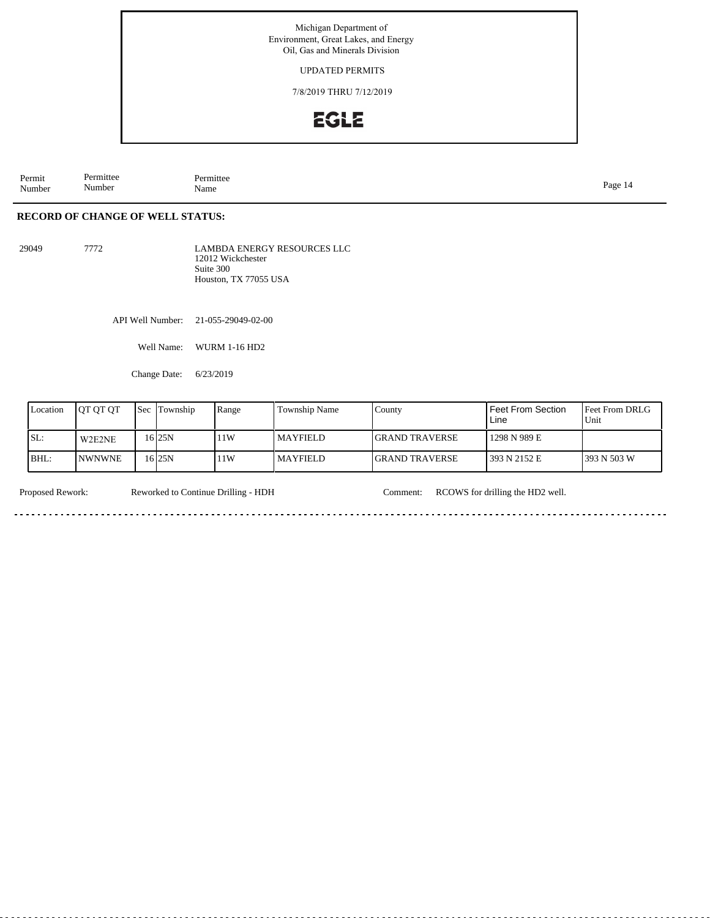Michigan Department of
Environment, Great Lakes, and Energy
Oil, Gas and Minerals Division

UPDATED PERMITS

7/8/2019 THRU 7/12/2019

EGLE

| Permit Number | Permittee Number | Permittee Name |
|---|---|---|

## RECORD OF CHANGE OF WELL STATUS:

29049 7772 LAMBDA ENERGY RESOURCES LLC
12012 Wickchester
Suite 300
Houston, TX 77055 USA

API Well Number: 21-055-29049-02-00

Well Name: WURM 1-16 HD2

Change Date: 6/23/2019

| Location | QT QT QT | Sec | Township | Range | Township Name | County | Feet From Section Line | Feet From DRLG Unit |
|---|---|---|---|---|---|---|---|---|
| SL: | W2E2NE | 16 | 25N | 11W | MAYFIELD | GRAND TRAVERSE | 1298 N 989 E | |
| BHL: | NWNWNE | 16 | 25N | 11W | MAYFIELD | GRAND TRAVERSE | 393 N 2152 E | 393 N 503 W |

Proposed Rework: Reworked to Continue Drilling - HDH

Comment: RCOWS for drilling the HD2 well.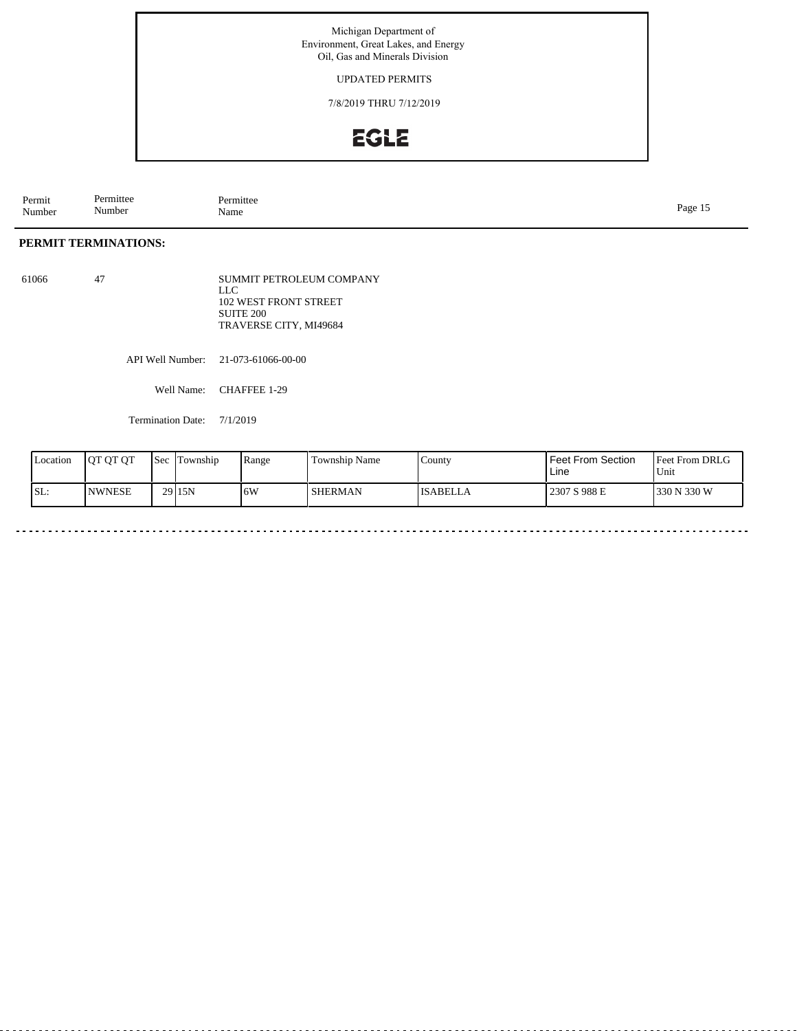Michigan Department of
Environment, Great Lakes, and Energy
Oil, Gas and Minerals Division

UPDATED PERMITS

7/8/2019 THRU 7/12/2019

EGLE

| Permit Number | Permittee Number | Permittee Name |
|---|---|---|

## PERMIT TERMINATIONS:

61066 47 SUMMIT PETROLEUM COMPANY LLC
102 WEST FRONT STREET
SUITE 200
TRAVERSE CITY, MI49684

API Well Number: 21-073-61066-00-00

Well Name: CHAFFEE 1-29

Termination Date: 7/1/2019

| Location | QT QT QT | Sec | Township | Range | Township Name | County | Feet From Section Line | Feet From DRLG Unit |
|---|---|---|---|---|---|---|---|---|
| SL: | NWNESE | 29 | 15N | 6W | SHERMAN | ISABELLA | 2307 S 988 E | 330 N 330 W |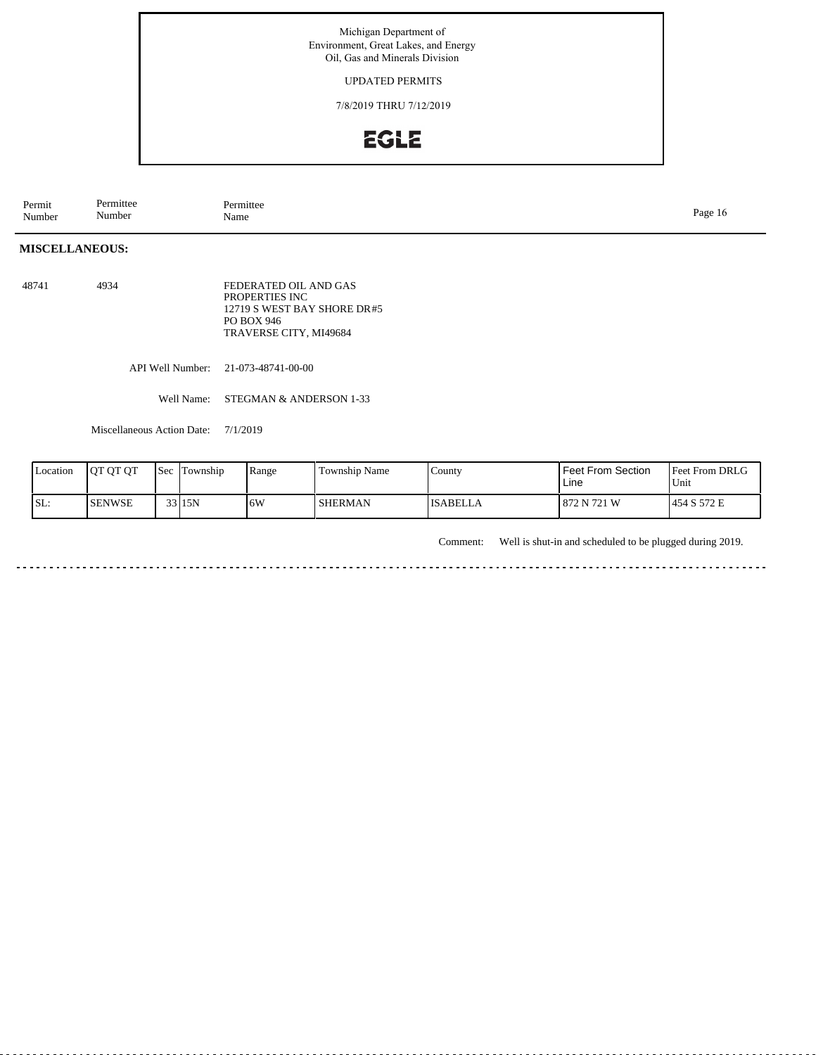Michigan Department of
Environment, Great Lakes, and Energy
Oil, Gas and Minerals Division

UPDATED PERMITS

7/8/2019 THRU 7/12/2019

EGLE

| Permit Number | Permittee Number | Permittee Name |
|---|---|---|

## MISCELLANEOUS:

48741 4934

FEDERATED OIL AND GAS
PROPERTIES INC
12719 S WEST BAY SHORE DR#5
PO BOX 946
TRAVERSE CITY, MI49684

API Well Number: 21-073-48741-00-00

Well Name: STEGMAN & ANDERSON 1-33

Miscellaneous Action Date: 7/1/2019

| Location | QT QT QT | Sec | Township | Range | Township Name | County | Feet From Section Line | Feet From DRLG Unit |
|---|---|---|---|---|---|---|---|---|
| SL: | SENWSE | 33 | 15N | 6W | SHERMAN | ISABELLA | 872 N 721 W | 454 S 572 E |

Comment: Well is shut-in and scheduled to be plugged during 2019.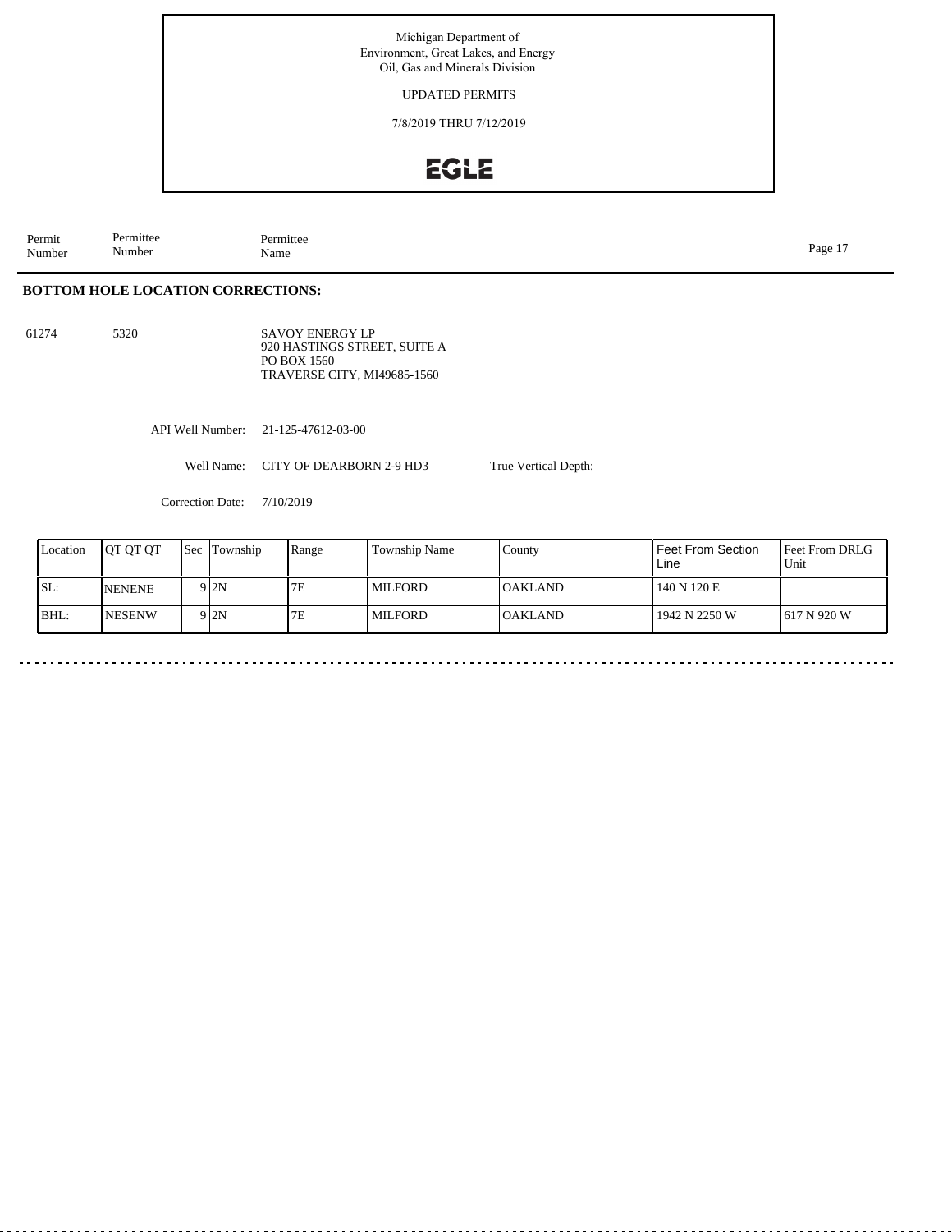Michigan Department of
Environment, Great Lakes, and Energy
Oil, Gas and Minerals Division

UPDATED PERMITS

7/8/2019 THRU 7/12/2019

EGLE

| Permit Number | Permittee Number | Permittee Name |
|---|---|---|

## BOTTOM HOLE LOCATION CORRECTIONS:

61274 | 5320 | SAVOY ENERGY LP
920 HASTINGS STREET, SUITE A
PO BOX 1560
TRAVERSE CITY, MI49685-1560

API Well Number: 21-125-47612-03-00

Well Name: CITY OF DEARBORN 2-9 HD3 | True Vertical Depth:

Correction Date: 7/10/2019

| Location | QT QT QT | Sec | Township | Range | Township Name | County | Feet From Section Line | Feet From DRLG Unit |
|---|---|---|---|---|---|---|---|---|
| SL: | NENENE | 9 | 2N | 7E | MILFORD | OAKLAND | 140 N 120 E | |
| BHL: | NESENW | 9 | 2N | 7E | MILFORD | OAKLAND | 1942 N 2250 W | 617 N 920 W |